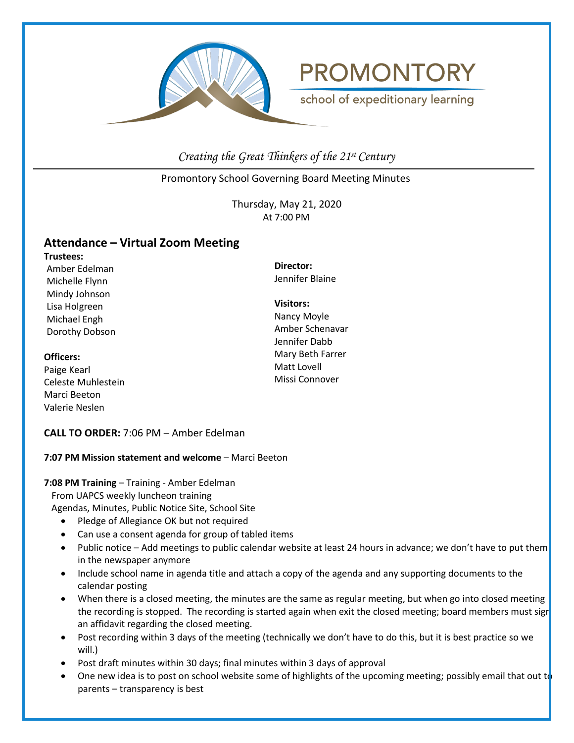# PROMONTORY

school of expeditionary learning

*Creating the Great Thinkers of the 21st Century*

Promontory School Governing Board Meeting Minutes

Thursday, May 21, 2020
At 7:00 PM

## Attendance – Virtual Zoom Meeting

**Trustees:**
Amber Edelman
Michelle Flynn
Mindy Johnson
Lisa Holgreen
Michael Engh
Dorothy Dobson

**Officers:**
Paige Kearl
Celeste Muhlestein
Marci Beeton
Valerie Neslen

**Director:**
Jennifer Blaine

**Visitors:**
Nancy Moyle
Amber Schenavar
Jennifer Dabb
Mary Beth Farrer
Matt Lovell
Missi Connover

**CALL TO ORDER:** 7:06 PM – Amber Edelman

**7:07 PM Mission statement and welcome** – Marci Beeton

**7:08 PM Training** – Training - Amber Edelman
From UAPCS weekly luncheon training
Agendas, Minutes, Public Notice Site, School Site

- Pledge of Allegiance OK but not required
- Can use a consent agenda for group of tabled items
- Public notice – Add meetings to public calendar website at least 24 hours in advance; we don't have to put them in the newspaper anymore
- Include school name in agenda title and attach a copy of the agenda and any supporting documents to the calendar posting
- When there is a closed meeting, the minutes are the same as regular meeting, but when go into closed meeting the recording is stopped. The recording is started again when exit the closed meeting; board members must sign an affidavit regarding the closed meeting.
- Post recording within 3 days of the meeting (technically we don't have to do this, but it is best practice so we will.)
- Post draft minutes within 30 days; final minutes within 3 days of approval
- One new idea is to post on school website some of highlights of the upcoming meeting; possibly email that out to parents – transparency is best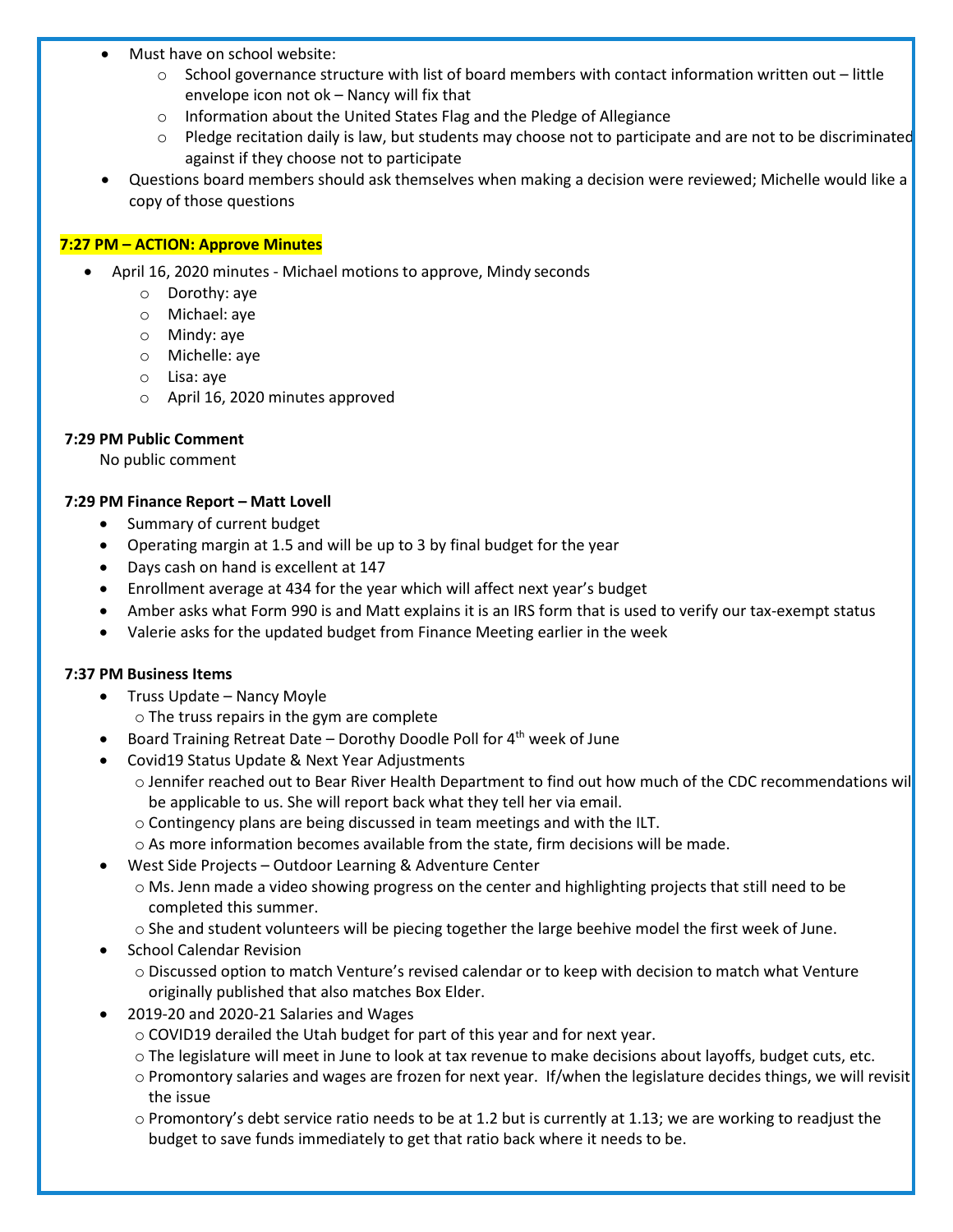- Must have on school website:
    - School governance structure with list of board members with contact information written out – little envelope icon not ok – Nancy will fix that
    - Information about the United States Flag and the Pledge of Allegiance
    - Pledge recitation daily is law, but students may choose not to participate and are not to be discriminated against if they choose not to participate
- Questions board members should ask themselves when making a decision were reviewed; Michelle would like a copy of those questions

**7:27 PM – ACTION: Approve Minutes**

- April 16, 2020 minutes - Michael motions to approve, Mindy seconds
    - Dorothy: aye
    - Michael: aye
    - Mindy: aye
    - Michelle: aye
    - Lisa: aye
    - April 16, 2020 minutes approved

**7:29 PM Public Comment**

No public comment

**7:29 PM Finance Report – Matt Lovell**

- Summary of current budget
- Operating margin at 1.5 and will be up to 3 by final budget for the year
- Days cash on hand is excellent at 147
- Enrollment average at 434 for the year which will affect next year's budget
- Amber asks what Form 990 is and Matt explains it is an IRS form that is used to verify our tax-exempt status
- Valerie asks for the updated budget from Finance Meeting earlier in the week

**7:37 PM Business Items**

- Truss Update – Nancy Moyle
    - The truss repairs in the gym are complete
- Board Training Retreat Date – Dorothy Doodle Poll for 4th week of June
- Covid19 Status Update & Next Year Adjustments
    - Jennifer reached out to Bear River Health Department to find out how much of the CDC recommendations will be applicable to us. She will report back what they tell her via email.
    - Contingency plans are being discussed in team meetings and with the ILT.
    - As more information becomes available from the state, firm decisions will be made.
- West Side Projects – Outdoor Learning & Adventure Center
    - Ms. Jenn made a video showing progress on the center and highlighting projects that still need to be completed this summer.
    - She and student volunteers will be piecing together the large beehive model the first week of June.
- School Calendar Revision
    - Discussed option to match Venture's revised calendar or to keep with decision to match what Venture originally published that also matches Box Elder.
- 2019-20 and 2020-21 Salaries and Wages
    - COVID19 derailed the Utah budget for part of this year and for next year.
    - The legislature will meet in June to look at tax revenue to make decisions about layoffs, budget cuts, etc.
    - Promontory salaries and wages are frozen for next year. If/when the legislature decides things, we will revisit the issue
    - Promontory's debt service ratio needs to be at 1.2 but is currently at 1.13; we are working to readjust the budget to save funds immediately to get that ratio back where it needs to be.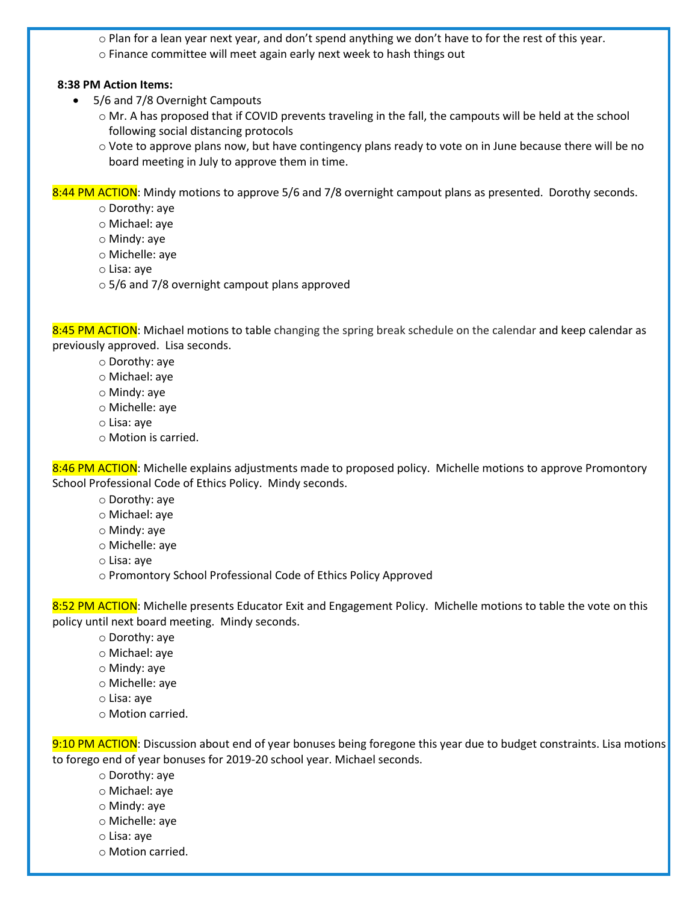- Plan for a lean year next year, and don't spend anything we don't have to for the rest of this year.
- Finance committee will meet again early next week to hash things out

**8:38 PM Action Items:**

- 5/6 and 7/8 Overnight Campouts
  - Mr. A has proposed that if COVID prevents traveling in the fall, the campouts will be held at the school following social distancing protocols
  - Vote to approve plans now, but have contingency plans ready to vote on in June because there will be no board meeting in July to approve them in time.

8:44 PM ACTION: Mindy motions to approve 5/6 and 7/8 overnight campout plans as presented. Dorothy seconds.

- Dorothy: aye
- Michael: aye
- Mindy: aye
- Michelle: aye
- Lisa: aye
- 5/6 and 7/8 overnight campout plans approved

8:45 PM ACTION: Michael motions to table changing the spring break schedule on the calendar and keep calendar as previously approved. Lisa seconds.

- Dorothy: aye
- Michael: aye
- Mindy: aye
- Michelle: aye
- Lisa: aye
- Motion is carried.

8:46 PM ACTION: Michelle explains adjustments made to proposed policy. Michelle motions to approve Promontory School Professional Code of Ethics Policy. Mindy seconds.

- Dorothy: aye
- Michael: aye
- Mindy: aye
- Michelle: aye
- Lisa: aye
- Promontory School Professional Code of Ethics Policy Approved

8:52 PM ACTION: Michelle presents Educator Exit and Engagement Policy. Michelle motions to table the vote on this policy until next board meeting. Mindy seconds.

- Dorothy: aye
- Michael: aye
- Mindy: aye
- Michelle: aye
- Lisa: aye
- Motion carried.

9:10 PM ACTION: Discussion about end of year bonuses being foregone this year due to budget constraints. Lisa motions to forego end of year bonuses for 2019-20 school year. Michael seconds.

- Dorothy: aye
- Michael: aye
- Mindy: aye
- Michelle: aye
- Lisa: aye
- Motion carried.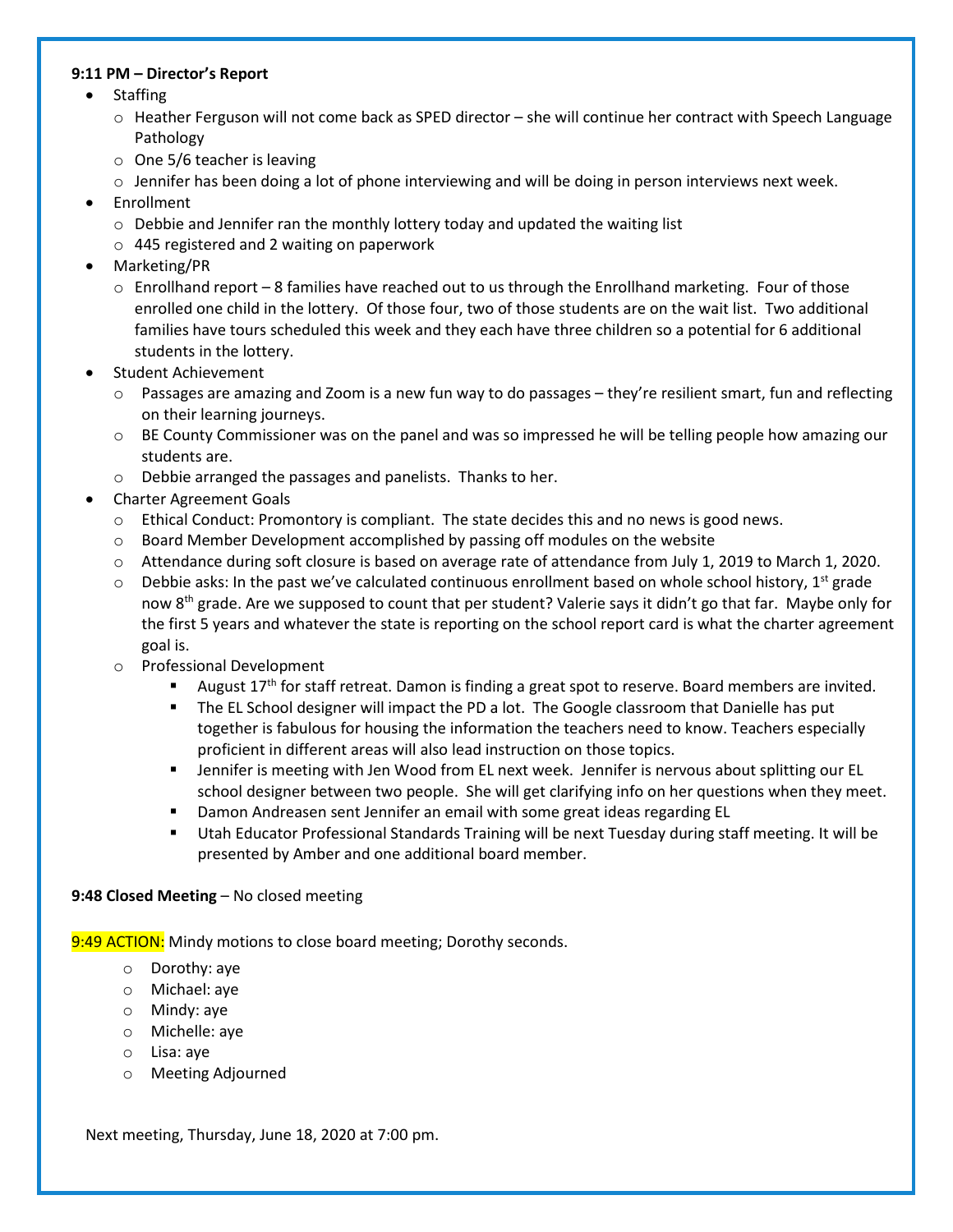**9:11 PM – Director's Report**

- Staffing
  - Heather Ferguson will not come back as SPED director – she will continue her contract with Speech Language Pathology
  - One 5/6 teacher is leaving
  - Jennifer has been doing a lot of phone interviewing and will be doing in person interviews next week.
- Enrollment
  - Debbie and Jennifer ran the monthly lottery today and updated the waiting list
  - 445 registered and 2 waiting on paperwork
- Marketing/PR
  - Enrollhand report – 8 families have reached out to us through the Enrollhand marketing. Four of those enrolled one child in the lottery. Of those four, two of those students are on the wait list. Two additional families have tours scheduled this week and they each have three children so a potential for 6 additional students in the lottery.
- Student Achievement
  - Passages are amazing and Zoom is a new fun way to do passages – they're resilient smart, fun and reflecting on their learning journeys.
  - BE County Commissioner was on the panel and was so impressed he will be telling people how amazing our students are.
  - Debbie arranged the passages and panelists. Thanks to her.
- Charter Agreement Goals
  - Ethical Conduct: Promontory is compliant. The state decides this and no news is good news.
  - Board Member Development accomplished by passing off modules on the website
  - Attendance during soft closure is based on average rate of attendance from July 1, 2019 to March 1, 2020.
  - Debbie asks: In the past we've calculated continuous enrollment based on whole school history, 1st grade now 8th grade. Are we supposed to count that per student? Valerie says it didn't go that far. Maybe only for the first 5 years and whatever the state is reporting on the school report card is what the charter agreement goal is.
  - Professional Development
    - August 17th for staff retreat. Damon is finding a great spot to reserve. Board members are invited.
    - The EL School designer will impact the PD a lot. The Google classroom that Danielle has put together is fabulous for housing the information the teachers need to know. Teachers especially proficient in different areas will also lead instruction on those topics.
    - Jennifer is meeting with Jen Wood from EL next week. Jennifer is nervous about splitting our EL school designer between two people. She will get clarifying info on her questions when they meet.
    - Damon Andreasen sent Jennifer an email with some great ideas regarding EL
    - Utah Educator Professional Standards Training will be next Tuesday during staff meeting. It will be presented by Amber and one additional board member.

**9:48 Closed Meeting** – No closed meeting

9:49 ACTION: Mindy motions to close board meeting; Dorothy seconds.

- Dorothy: aye
- Michael: aye
- Mindy: aye
- Michelle: aye
- Lisa: aye
- Meeting Adjourned

Next meeting, Thursday, June 18, 2020 at 7:00 pm.